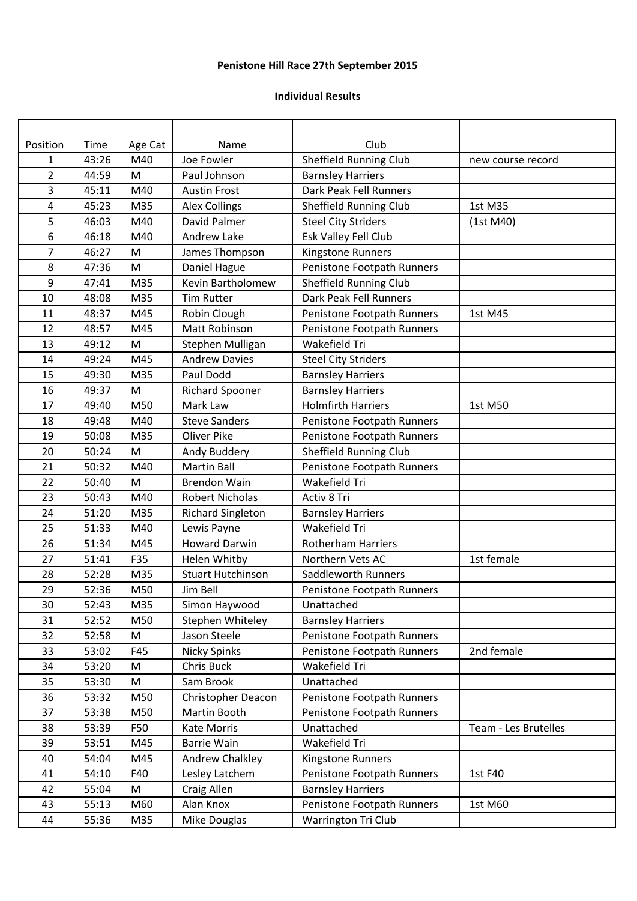**Penistone Hill Race 27th September 2015**

**Individual Results**

| Position | Time | Age Cat | Name | Club | |
|---|---|---|---|---|---|
| 1 | 43:26 | M40 | Joe Fowler | Sheffield Running Club | new course record |
| 2 | 44:59 | M | Paul Johnson | Barnsley Harriers | |
| 3 | 45:11 | M40 | Austin Frost | Dark Peak Fell Runners | |
| 4 | 45:23 | M35 | Alex Collings | Sheffield Running Club | 1st M35 |
| 5 | 46:03 | M40 | David Palmer | Steel City Striders | (1st M40) |
| 6 | 46:18 | M40 | Andrew Lake | Esk Valley Fell Club | |
| 7 | 46:27 | M | James Thompson | Kingstone Runners | |
| 8 | 47:36 | M | Daniel Hague | Penistone Footpath Runners | |
| 9 | 47:41 | M35 | Kevin Bartholomew | Sheffield Running Club | |
| 10 | 48:08 | M35 | Tim Rutter | Dark Peak Fell Runners | |
| 11 | 48:37 | M45 | Robin Clough | Penistone Footpath Runners | 1st M45 |
| 12 | 48:57 | M45 | Matt Robinson | Penistone Footpath Runners | |
| 13 | 49:12 | M | Stephen Mulligan | Wakefield Tri | |
| 14 | 49:24 | M45 | Andrew Davies | Steel City Striders | |
| 15 | 49:30 | M35 | Paul Dodd | Barnsley Harriers | |
| 16 | 49:37 | M | Richard Spooner | Barnsley Harriers | |
| 17 | 49:40 | M50 | Mark Law | Holmfirth Harriers | 1st M50 |
| 18 | 49:48 | M40 | Steve Sanders | Penistone Footpath Runners | |
| 19 | 50:08 | M35 | Oliver Pike | Penistone Footpath Runners | |
| 20 | 50:24 | M | Andy Buddery | Sheffield Running Club | |
| 21 | 50:32 | M40 | Martin Ball | Penistone Footpath Runners | |
| 22 | 50:40 | M | Brendon Wain | Wakefield Tri | |
| 23 | 50:43 | M40 | Robert Nicholas | Activ 8 Tri | |
| 24 | 51:20 | M35 | Richard Singleton | Barnsley Harriers | |
| 25 | 51:33 | M40 | Lewis Payne | Wakefield Tri | |
| 26 | 51:34 | M45 | Howard Darwin | Rotherham Harriers | |
| 27 | 51:41 | F35 | Helen Whitby | Northern Vets AC | 1st female |
| 28 | 52:28 | M35 | Stuart Hutchinson | Saddleworth Runners | |
| 29 | 52:36 | M50 | Jim Bell | Penistone Footpath Runners | |
| 30 | 52:43 | M35 | Simon Haywood | Unattached | |
| 31 | 52:52 | M50 | Stephen Whiteley | Barnsley Harriers | |
| 32 | 52:58 | M | Jason Steele | Penistone Footpath Runners | |
| 33 | 53:02 | F45 | Nicky Spinks | Penistone Footpath Runners | 2nd female |
| 34 | 53:20 | M | Chris Buck | Wakefield Tri | |
| 35 | 53:30 | M | Sam Brook | Unattached | |
| 36 | 53:32 | M50 | Christopher Deacon | Penistone Footpath Runners | |
| 37 | 53:38 | M50 | Martin Booth | Penistone Footpath Runners | |
| 38 | 53:39 | F50 | Kate Morris | Unattached | Team - Les Brutelles |
| 39 | 53:51 | M45 | Barrie Wain | Wakefield Tri | |
| 40 | 54:04 | M45 | Andrew Chalkley | Kingstone Runners | |
| 41 | 54:10 | F40 | Lesley Latchem | Penistone Footpath Runners | 1st F40 |
| 42 | 55:04 | M | Craig Allen | Barnsley Harriers | |
| 43 | 55:13 | M60 | Alan Knox | Penistone Footpath Runners | 1st M60 |
| 44 | 55:36 | M35 | Mike Douglas | Warrington Tri Club | |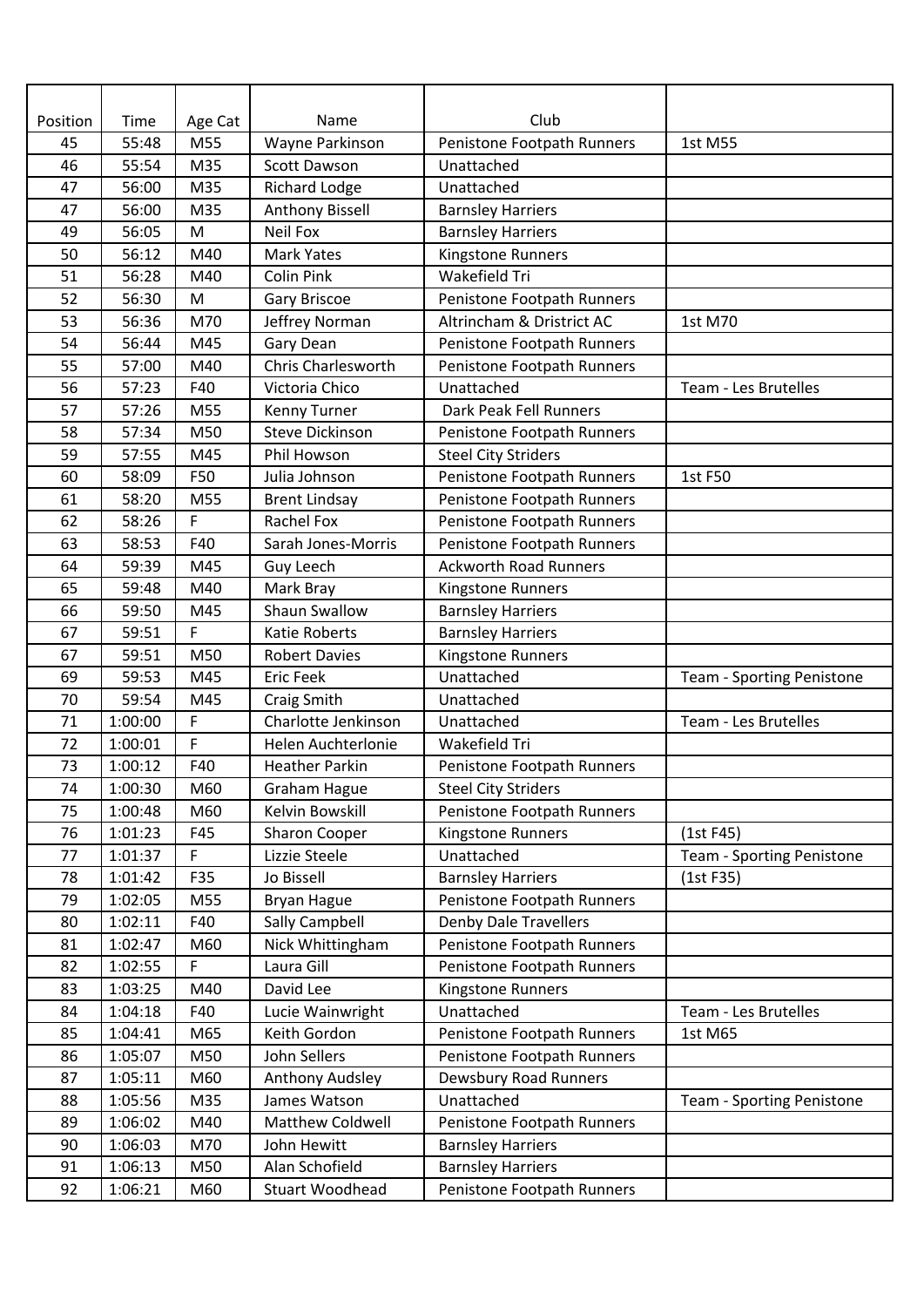| Position | Time | Age Cat | Name | Club | |
|---|---|---|---|---|---|
| 45 | 55:48 | M55 | Wayne Parkinson | Penistone Footpath Runners | 1st M55 |
| 46 | 55:54 | M35 | Scott Dawson | Unattached | |
| 47 | 56:00 | M35 | Richard Lodge | Unattached | |
| 47 | 56:00 | M35 | Anthony Bissell | Barnsley Harriers | |
| 49 | 56:05 | M | Neil Fox | Barnsley Harriers | |
| 50 | 56:12 | M40 | Mark Yates | Kingstone Runners | |
| 51 | 56:28 | M40 | Colin Pink | Wakefield Tri | |
| 52 | 56:30 | M | Gary Briscoe | Penistone Footpath Runners | |
| 53 | 56:36 | M70 | Jeffrey Norman | Altrincham & Dristrict AC | 1st M70 |
| 54 | 56:44 | M45 | Gary Dean | Penistone Footpath Runners | |
| 55 | 57:00 | M40 | Chris Charlesworth | Penistone Footpath Runners | |
| 56 | 57:23 | F40 | Victoria Chico | Unattached | Team - Les Brutelles |
| 57 | 57:26 | M55 | Kenny Turner | Dark Peak Fell Runners | |
| 58 | 57:34 | M50 | Steve Dickinson | Penistone Footpath Runners | |
| 59 | 57:55 | M45 | Phil Howson | Steel City Striders | |
| 60 | 58:09 | F50 | Julia Johnson | Penistone Footpath Runners | 1st F50 |
| 61 | 58:20 | M55 | Brent Lindsay | Penistone Footpath Runners | |
| 62 | 58:26 | F | Rachel Fox | Penistone Footpath Runners | |
| 63 | 58:53 | F40 | Sarah Jones-Morris | Penistone Footpath Runners | |
| 64 | 59:39 | M45 | Guy Leech | Ackworth Road Runners | |
| 65 | 59:48 | M40 | Mark Bray | Kingstone Runners | |
| 66 | 59:50 | M45 | Shaun Swallow | Barnsley Harriers | |
| 67 | 59:51 | F | Katie Roberts | Barnsley Harriers | |
| 67 | 59:51 | M50 | Robert Davies | Kingstone Runners | |
| 69 | 59:53 | M45 | Eric Feek | Unattached | Team - Sporting Penistone |
| 70 | 59:54 | M45 | Craig Smith | Unattached | |
| 71 | 1:00:00 | F | Charlotte Jenkinson | Unattached | Team - Les Brutelles |
| 72 | 1:00:01 | F | Helen Auchterlonie | Wakefield Tri | |
| 73 | 1:00:12 | F40 | Heather Parkin | Penistone Footpath Runners | |
| 74 | 1:00:30 | M60 | Graham Hague | Steel City Striders | |
| 75 | 1:00:48 | M60 | Kelvin Bowskill | Penistone Footpath Runners | |
| 76 | 1:01:23 | F45 | Sharon Cooper | Kingstone Runners | (1st F45) |
| 77 | 1:01:37 | F | Lizzie Steele | Unattached | Team - Sporting Penistone |
| 78 | 1:01:42 | F35 | Jo Bissell | Barnsley Harriers | (1st F35) |
| 79 | 1:02:05 | M55 | Bryan Hague | Penistone Footpath Runners | |
| 80 | 1:02:11 | F40 | Sally Campbell | Denby Dale Travellers | |
| 81 | 1:02:47 | M60 | Nick Whittingham | Penistone Footpath Runners | |
| 82 | 1:02:55 | F | Laura Gill | Penistone Footpath Runners | |
| 83 | 1:03:25 | M40 | David Lee | Kingstone Runners | |
| 84 | 1:04:18 | F40 | Lucie Wainwright | Unattached | Team - Les Brutelles |
| 85 | 1:04:41 | M65 | Keith Gordon | Penistone Footpath Runners | 1st M65 |
| 86 | 1:05:07 | M50 | John Sellers | Penistone Footpath Runners | |
| 87 | 1:05:11 | M60 | Anthony Audsley | Dewsbury Road Runners | |
| 88 | 1:05:56 | M35 | James Watson | Unattached | Team - Sporting Penistone |
| 89 | 1:06:02 | M40 | Matthew Coldwell | Penistone Footpath Runners | |
| 90 | 1:06:03 | M70 | John Hewitt | Barnsley Harriers | |
| 91 | 1:06:13 | M50 | Alan Schofield | Barnsley Harriers | |
| 92 | 1:06:21 | M60 | Stuart Woodhead | Penistone Footpath Runners | |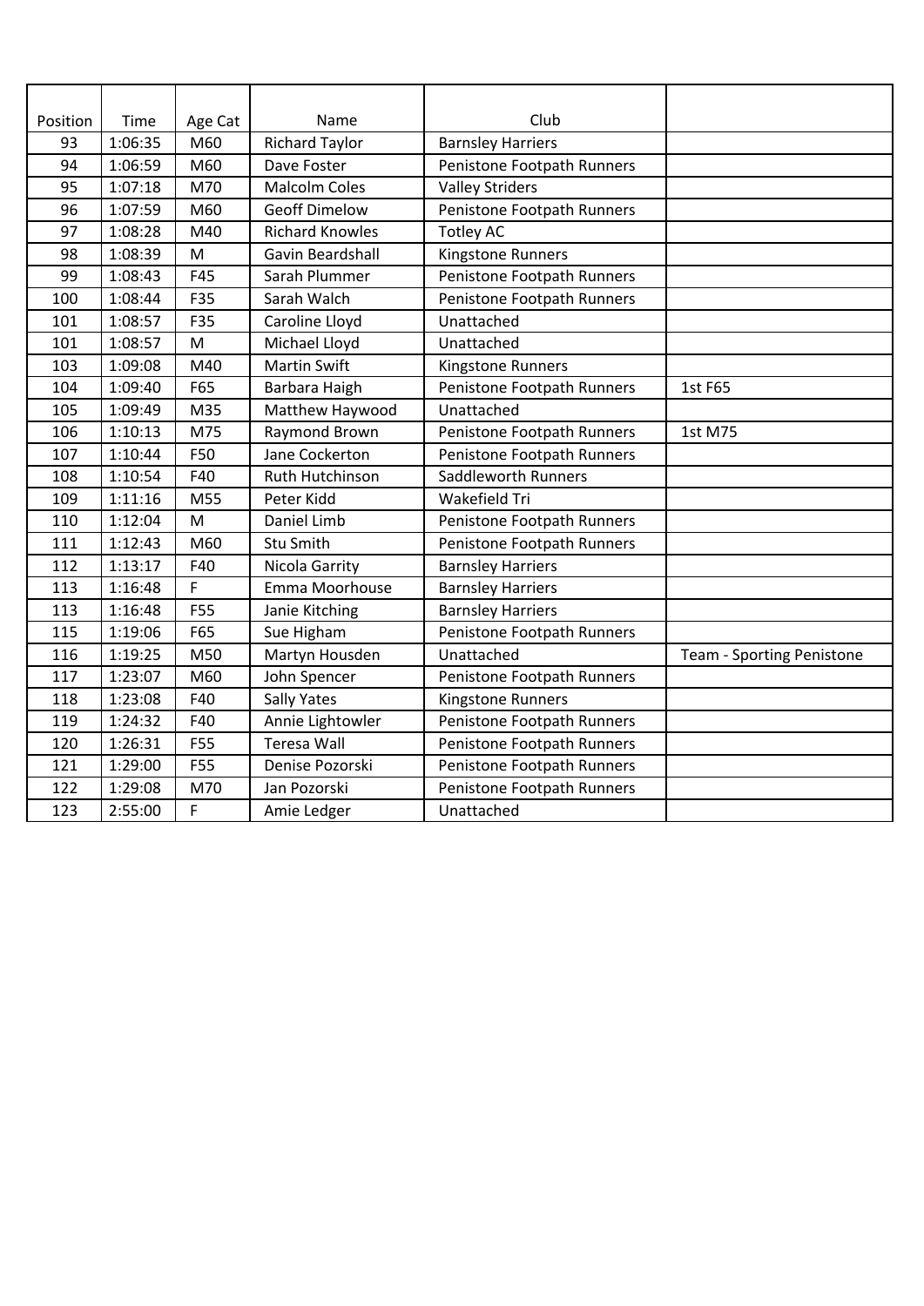| Position | Time | Age Cat | Name | Club | |
|---|---|---|---|---|---|
| 93 | 1:06:35 | M60 | Richard Taylor | Barnsley Harriers | |
| 94 | 1:06:59 | M60 | Dave Foster | Penistone Footpath Runners | |
| 95 | 1:07:18 | M70 | Malcolm Coles | Valley Striders | |
| 96 | 1:07:59 | M60 | Geoff Dimelow | Penistone Footpath Runners | |
| 97 | 1:08:28 | M40 | Richard Knowles | Totley AC | |
| 98 | 1:08:39 | M | Gavin Beardshall | Kingstone Runners | |
| 99 | 1:08:43 | F45 | Sarah Plummer | Penistone Footpath Runners | |
| 100 | 1:08:44 | F35 | Sarah Walch | Penistone Footpath Runners | |
| 101 | 1:08:57 | F35 | Caroline Lloyd | Unattached | |
| 101 | 1:08:57 | M | Michael Lloyd | Unattached | |
| 103 | 1:09:08 | M40 | Martin Swift | Kingstone Runners | |
| 104 | 1:09:40 | F65 | Barbara Haigh | Penistone Footpath Runners | 1st F65 |
| 105 | 1:09:49 | M35 | Matthew Haywood | Unattached | |
| 106 | 1:10:13 | M75 | Raymond Brown | Penistone Footpath Runners | 1st M75 |
| 107 | 1:10:44 | F50 | Jane Cockerton | Penistone Footpath Runners | |
| 108 | 1:10:54 | F40 | Ruth Hutchinson | Saddleworth Runners | |
| 109 | 1:11:16 | M55 | Peter Kidd | Wakefield Tri | |
| 110 | 1:12:04 | M | Daniel Limb | Penistone Footpath Runners | |
| 111 | 1:12:43 | M60 | Stu Smith | Penistone Footpath Runners | |
| 112 | 1:13:17 | F40 | Nicola Garrity | Barnsley Harriers | |
| 113 | 1:16:48 | F | Emma Moorhouse | Barnsley Harriers | |
| 113 | 1:16:48 | F55 | Janie Kitching | Barnsley Harriers | |
| 115 | 1:19:06 | F65 | Sue Higham | Penistone Footpath Runners | |
| 116 | 1:19:25 | M50 | Martyn Housden | Unattached | Team - Sporting Penistone |
| 117 | 1:23:07 | M60 | John Spencer | Penistone Footpath Runners | |
| 118 | 1:23:08 | F40 | Sally Yates | Kingstone Runners | |
| 119 | 1:24:32 | F40 | Annie Lightowler | Penistone Footpath Runners | |
| 120 | 1:26:31 | F55 | Teresa Wall | Penistone Footpath Runners | |
| 121 | 1:29:00 | F55 | Denise Pozorski | Penistone Footpath Runners | |
| 122 | 1:29:08 | M70 | Jan Pozorski | Penistone Footpath Runners | |
| 123 | 2:55:00 | F | Amie Ledger | Unattached | |